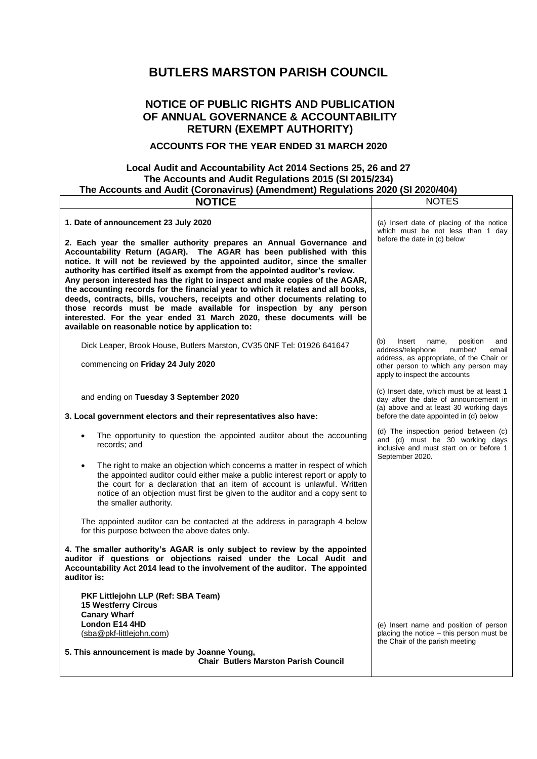# BUTLERS MARSTON PARISH COUNCIL

## NOTICE OF PUBLIC RIGHTS AND PUBLICATION OF ANNUAL GOVERNANCE & ACCOUNTABILITY RETURN (EXEMPT AUTHORITY)

### ACCOUNTS FOR THE YEAR ENDED 31 MARCH 2020

**Local Audit and Accountability Act 2014 Sections 25, 26 and 27**
**The Accounts and Audit Regulations 2015 (SI 2015/234)**
**The Accounts and Audit (Coronavirus) (Amendment) Regulations 2020 (SI 2020/404)**

| NOTICE | NOTES |
|---|---|
| **1. Date of announcement 23 July 2020** | (a) Insert date of placing of the notice which must be not less than 1 day before the date in (c) below |
| **2. Each year the smaller authority prepares an Annual Governance and Accountability Return (AGAR). The AGAR has been published with this notice. It will not be reviewed by the appointed auditor, since the smaller authority has certified itself as exempt from the appointed auditor's review. Any person interested has the right to inspect and make copies of the AGAR, the accounting records for the financial year to which it relates and all books, deeds, contracts, bills, vouchers, receipts and other documents relating to those records must be made available for inspection by any person interested. For the year ended 31 March 2020, these documents will be available on reasonable notice by application to:** | |
| Dick Leaper, Brook House, Butlers Marston, CV35 0NF Tel: 01926 641647<br><br>commencing on **Friday 24 July 2020** | (b) Insert name, position and address/telephone number/ email address, as appropriate, of the Chair or other person to which any person may apply to inspect the accounts |
| and ending on **Tuesday 3 September 2020** | (c) Insert date, which must be at least 1 day after the date of announcement in (a) above and at least 30 working days before the date appointed in (d) below |
| **3. Local government electors and their representatives also have:**<br><br>• The opportunity to question the appointed auditor about the accounting records; and<br><br>• The right to make an objection which concerns a matter in respect of which the appointed auditor could either make a public interest report or apply to the court for a declaration that an item of account is unlawful. Written notice of an objection must first be given to the auditor and a copy sent to the smaller authority.<br><br>The appointed auditor can be contacted at the address in paragraph 4 below for this purpose between the above dates only. | (d) The inspection period between (c) and (d) must be 30 working days inclusive and must start on or before 1 September 2020. |
| **4. The smaller authority's AGAR is only subject to review by the appointed auditor if questions or objections raised under the Local Audit and Accountability Act 2014 lead to the involvement of the auditor. The appointed auditor is:**<br><br>**PKF Littlejohn LLP (Ref: SBA Team)**<br>**15 Westferry Circus**<br>**Canary Wharf**<br>**London E14 4HD**<br>(sba@pkf-littlejohn.com) | |
| **5. This announcement is made by Joanne Young,**<br>**Chair Butlers Marston Parish Council** | (e) Insert name and position of person placing the notice – this person must be the Chair of the parish meeting |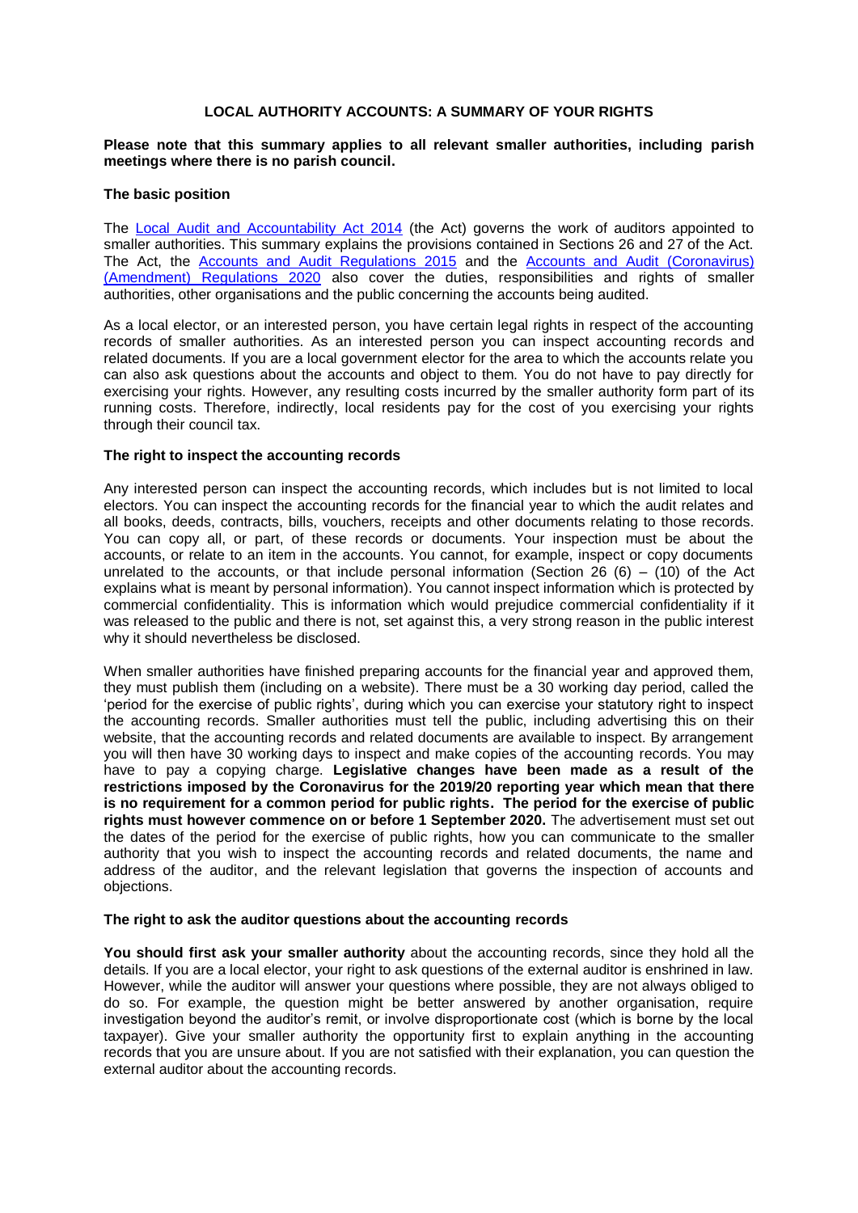## LOCAL AUTHORITY ACCOUNTS: A SUMMARY OF YOUR RIGHTS

**Please note that this summary applies to all relevant smaller authorities, including parish meetings where there is no parish council.**

### The basic position

The [Local Audit and Accountability Act 2014](#) (the Act) governs the work of auditors appointed to smaller authorities. This summary explains the provisions contained in Sections 26 and 27 of the Act. The Act, the [Accounts and Audit Regulations 2015](#) and the [Accounts and Audit (Coronavirus) (Amendment) Regulations 2020](#) also cover the duties, responsibilities and rights of smaller authorities, other organisations and the public concerning the accounts being audited.

As a local elector, or an interested person, you have certain legal rights in respect of the accounting records of smaller authorities. As an interested person you can inspect accounting records and related documents. If you are a local government elector for the area to which the accounts relate you can also ask questions about the accounts and object to them. You do not have to pay directly for exercising your rights. However, any resulting costs incurred by the smaller authority form part of its running costs. Therefore, indirectly, local residents pay for the cost of you exercising your rights through their council tax.

### The right to inspect the accounting records

Any interested person can inspect the accounting records, which includes but is not limited to local electors. You can inspect the accounting records for the financial year to which the audit relates and all books, deeds, contracts, bills, vouchers, receipts and other documents relating to those records. You can copy all, or part, of these records or documents. Your inspection must be about the accounts, or relate to an item in the accounts. You cannot, for example, inspect or copy documents unrelated to the accounts, or that include personal information (Section 26 (6) – (10) of the Act explains what is meant by personal information). You cannot inspect information which is protected by commercial confidentiality. This is information which would prejudice commercial confidentiality if it was released to the public and there is not, set against this, a very strong reason in the public interest why it should nevertheless be disclosed.

When smaller authorities have finished preparing accounts for the financial year and approved them, they must publish them (including on a website). There must be a 30 working day period, called the 'period for the exercise of public rights', during which you can exercise your statutory right to inspect the accounting records. Smaller authorities must tell the public, including advertising this on their website, that the accounting records and related documents are available to inspect. By arrangement you will then have 30 working days to inspect and make copies of the accounting records. You may have to pay a copying charge. **Legislative changes have been made as a result of the restrictions imposed by the Coronavirus for the 2019/20 reporting year which mean that there is no requirement for a common period for public rights. The period for the exercise of public rights must however commence on or before 1 September 2020.** The advertisement must set out the dates of the period for the exercise of public rights, how you can communicate to the smaller authority that you wish to inspect the accounting records and related documents, the name and address of the auditor, and the relevant legislation that governs the inspection of accounts and objections.

### The right to ask the auditor questions about the accounting records

**You should first ask your smaller authority** about the accounting records, since they hold all the details. If you are a local elector, your right to ask questions of the external auditor is enshrined in law. However, while the auditor will answer your questions where possible, they are not always obliged to do so. For example, the question might be better answered by another organisation, require investigation beyond the auditor's remit, or involve disproportionate cost (which is borne by the local taxpayer). Give your smaller authority the opportunity first to explain anything in the accounting records that you are unsure about. If you are not satisfied with their explanation, you can question the external auditor about the accounting records.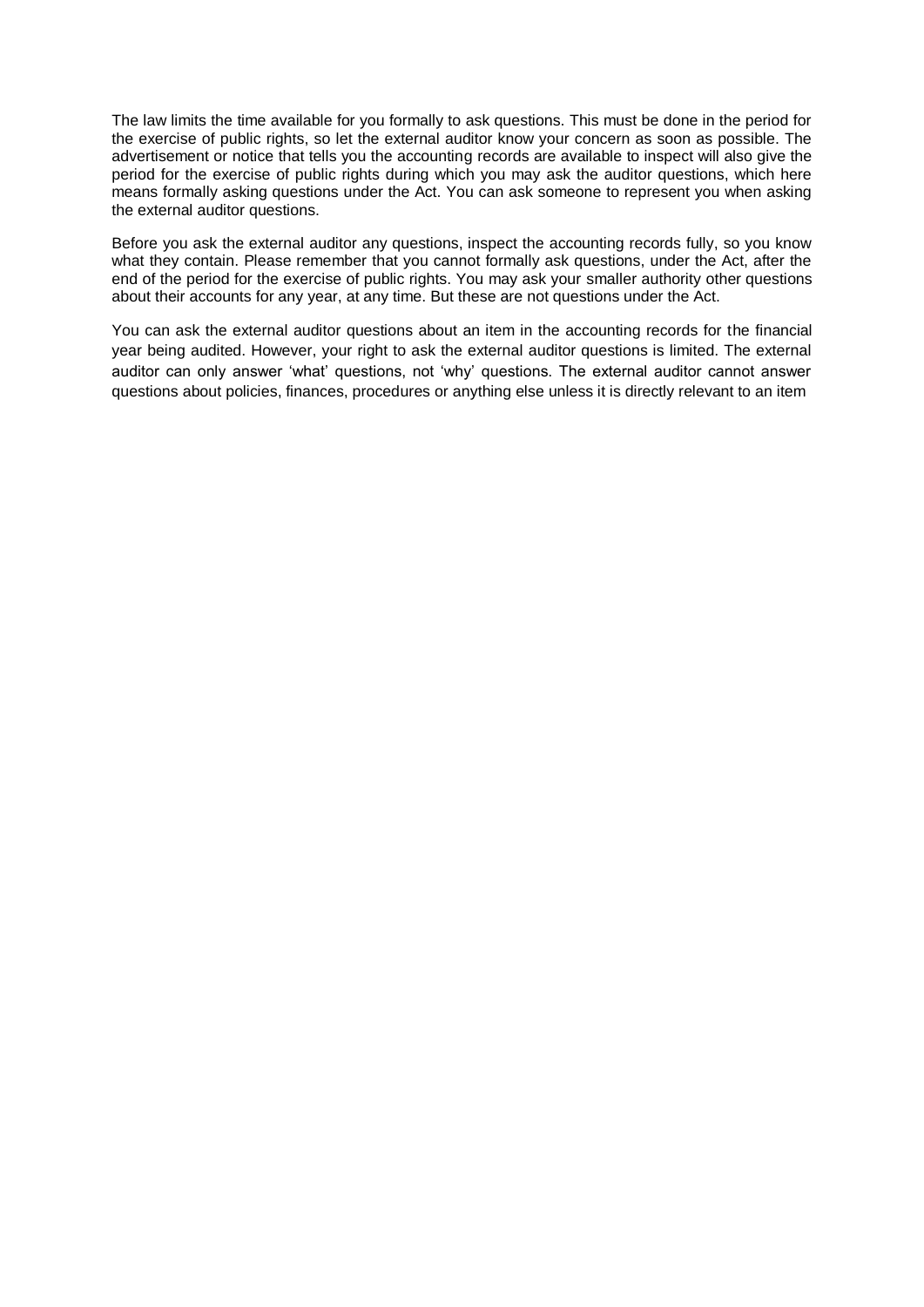The law limits the time available for you formally to ask questions. This must be done in the period for the exercise of public rights, so let the external auditor know your concern as soon as possible. The advertisement or notice that tells you the accounting records are available to inspect will also give the period for the exercise of public rights during which you may ask the auditor questions, which here means formally asking questions under the Act. You can ask someone to represent you when asking the external auditor questions.

Before you ask the external auditor any questions, inspect the accounting records fully, so you know what they contain. Please remember that you cannot formally ask questions, under the Act, after the end of the period for the exercise of public rights. You may ask your smaller authority other questions about their accounts for any year, at any time. But these are not questions under the Act.

You can ask the external auditor questions about an item in the accounting records for the financial year being audited. However, your right to ask the external auditor questions is limited. The external auditor can only answer 'what' questions, not 'why' questions. The external auditor cannot answer questions about policies, finances, procedures or anything else unless it is directly relevant to an item